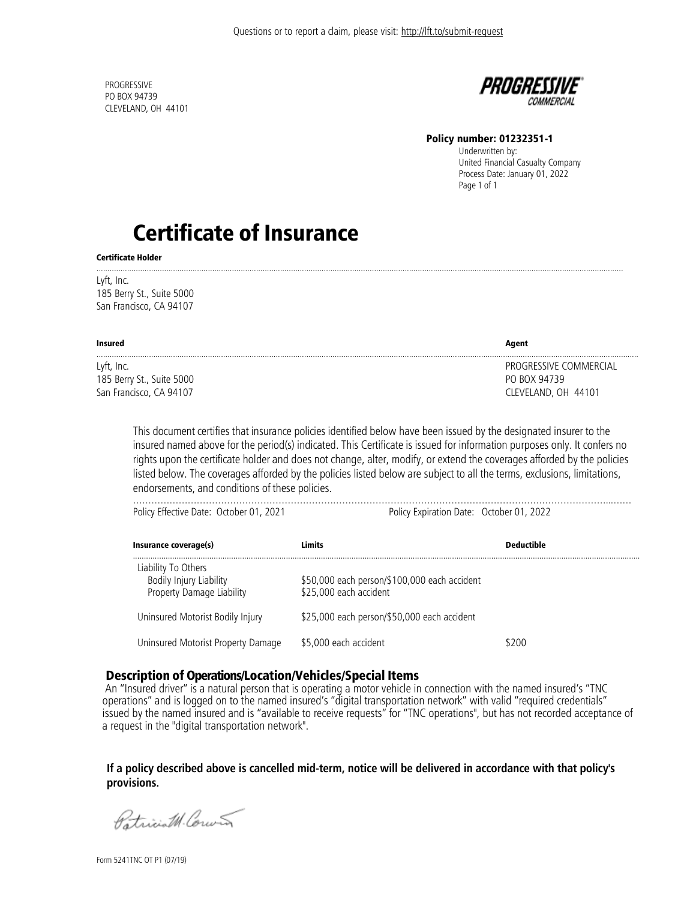Questions or to report a claim, please visit: http://lft.to/submit-request

PROGRESSIVE
PO BOX 94739
CLEVELAND, OH 44101

**PROGRESSIVE** COMMERCIAL

**Policy number: 01232351-1**
Underwritten by:
United Financial Casualty Company
Process Date: January 01, 2022
Page 1 of 1

# Certificate of Insurance

**Certificate Holder**

Lyft, Inc.
185 Berry St., Suite 5000
San Francisco, CA 94107

| **Insured** | **Agent** |
|---|---|
| Lyft, Inc.<br>185 Berry St., Suite 5000<br>San Francisco, CA 94107 | PROGRESSIVE COMMERCIAL<br>PO BOX 94739<br>CLEVELAND, OH 44101 |

This document certifies that insurance policies identified below have been issued by the designated insurer to the insured named above for the period(s) indicated. This Certificate is issued for information purposes only. It confers no rights upon the certificate holder and does not change, alter, modify, or extend the coverages afforded by the policies listed below. The coverages afforded by the policies listed below are subject to all the terms, exclusions, limitations, endorsements, and conditions of these policies.

Policy Effective Date: October 01, 2021 Policy Expiration Date: October 01, 2022

| Insurance coverage(s) | Limits | Deductible |
|---|---|---|
| Liability To Others | | |
| Bodily Injury Liability | $50,000 each person/$100,000 each accident | |
| Property Damage Liability | $25,000 each accident | |
| Uninsured Motorist Bodily Injury | $25,000 each person/$50,000 each accident | |
| Uninsured Motorist Property Damage | $5,000 each accident | $200 |

## Description of Operations/Location/Vehicles/Special Items

An "Insured driver" is a natural person that is operating a motor vehicle in connection with the named insured's "TNC operations" and is logged on to the named insured's "digital transportation network" with valid "required credentials" issued by the named insured and is "available to receive requests" for "TNC operations", but has not recorded acceptance of a request in the "digital transportation network".

**If a policy described above is cancelled mid-term, notice will be delivered in accordance with that policy's provisions.**

Patricia M. Corwin

Form 5241TNC OT P1 (07/19)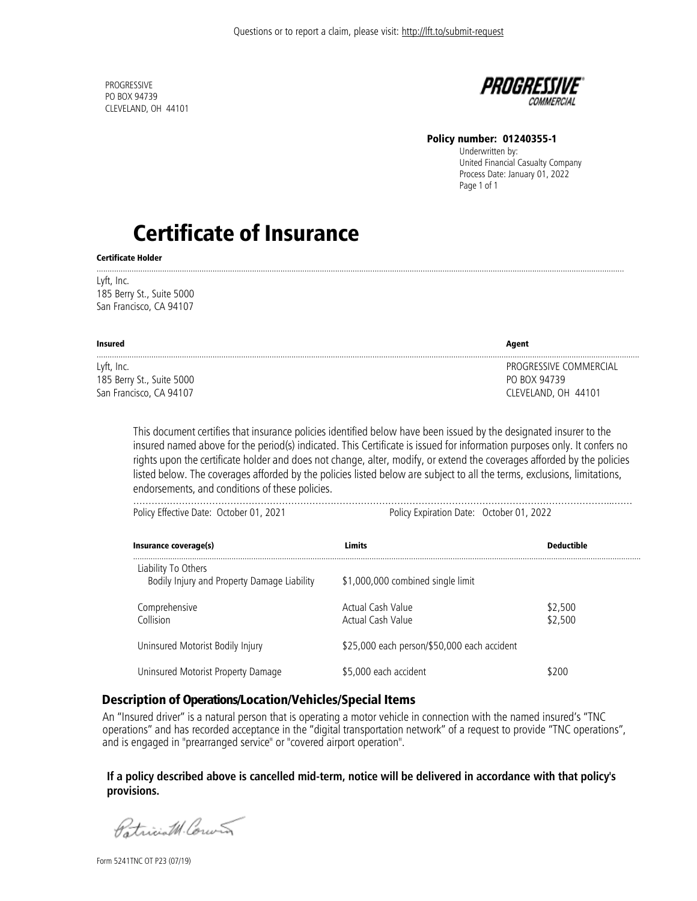Questions or to report a claim, please visit: http://lft.to/submit-request

PROGRESSIVE
PO BOX 94739
CLEVELAND, OH 44101

**PROGRESSIVE** COMMERCIAL

**Policy number: 01240355-1**
Underwritten by:
United Financial Casualty Company
Process Date: January 01, 2022
Page 1 of 1

# Certificate of Insurance

**Certificate Holder**

Lyft, Inc.
185 Berry St., Suite 5000
San Francisco, CA 94107

**Insured**

Lyft, Inc.
185 Berry St., Suite 5000
San Francisco, CA 94107

**Agent**

PROGRESSIVE COMMERCIAL
PO BOX 94739
CLEVELAND, OH 44101

This document certifies that insurance policies identified below have been issued by the designated insurer to the insured named above for the period(s) indicated. This Certificate is issued for information purposes only. It confers no rights upon the certificate holder and does not change, alter, modify, or extend the coverages afforded by the policies listed below. The coverages afforded by the policies listed below are subject to all the terms, exclusions, limitations, endorsements, and conditions of these policies.

Policy Effective Date: October 01, 2021 | Policy Expiration Date: October 01, 2022

| Insurance coverage(s) | Limits | Deductible |
|---|---|---|
| Liability To Others | | |
| Bodily Injury and Property Damage Liability | $1,000,000 combined single limit | |
| Comprehensive | Actual Cash Value | $2,500 |
| Collision | Actual Cash Value | $2,500 |
| Uninsured Motorist Bodily Injury | $25,000 each person/$50,000 each accident | |
| Uninsured Motorist Property Damage | $5,000 each accident | $200 |

## Description of Operations/Location/Vehicles/Special Items

An "Insured driver" is a natural person that is operating a motor vehicle in connection with the named insured's "TNC operations" and has recorded acceptance in the "digital transportation network" of a request to provide "TNC operations", and is engaged in "prearranged service" or "covered airport operation".

**If a policy described above is cancelled mid-term, notice will be delivered in accordance with that policy's provisions.**

Form 5241TNC OT P23 (07/19)